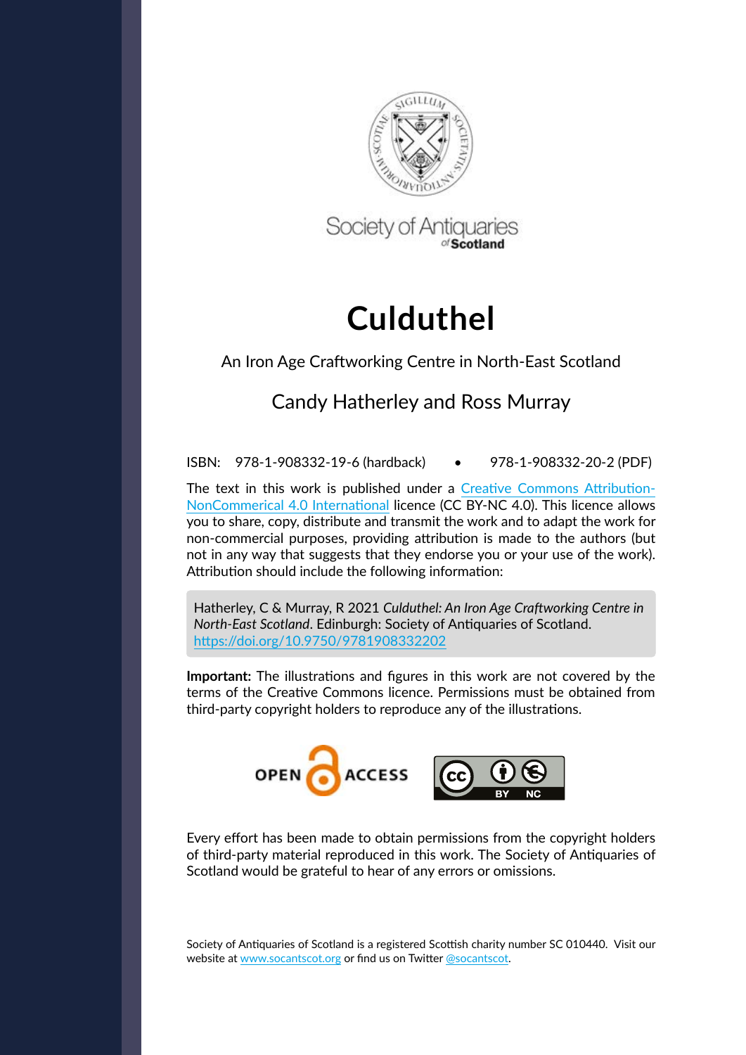Society of Antiquaries *of* **Scotland**

# Culduthel

An Iron Age Craftworking Centre in North-East Scotland

Candy Hatherley and Ross Murray

ISBN: 978-1-908332-19-6 (hardback) • 978-1-908332-20-2 (PDF)

The text in this work is published under a [Creative Commons Attribution-NonComerical 4.0 International](https://creativecommons.org/licenses/by-nc/4.0/) licence (CC BY-NC 4.0). This licence allows you to share, copy, distribute and transmit the work and to adapt the work for non-commercial purposes, providing attribution is made to the authors (but not in any way that suggests that they endorse you or your use of the work). Attribution should include the following information:

> Hatherley, C & Murray, R 2021 *Culduthel: An Iron Age Craftworking Centre in North-East Scotland*. Edinburgh: Society of Antiquaries of Scotland. [https://doi.org/10.9750/9781908332202](https://doi.org/10.9750/9781908332202)

**Important:** The illustrations and figures in this work are not covered by the terms of the Creative Commons licence. Permissions must be obtained from third-party copyright holders to reproduce any of the illustrations.

OPEN ACCESS

Every effort has been made to obtain permissions from the copyright holders of third-party material reproduced in this work. The Society of Antiquaries of Scotland would be grateful to hear of any errors or omissions.

Society of Antiquaries of Scotland is a registered Scottish charity number SC 010440. Visit our website at [www.socantscot.org](http://www.socantscot.org) or find us on Twitter [@socantscot](https://twitter.com/socantscot).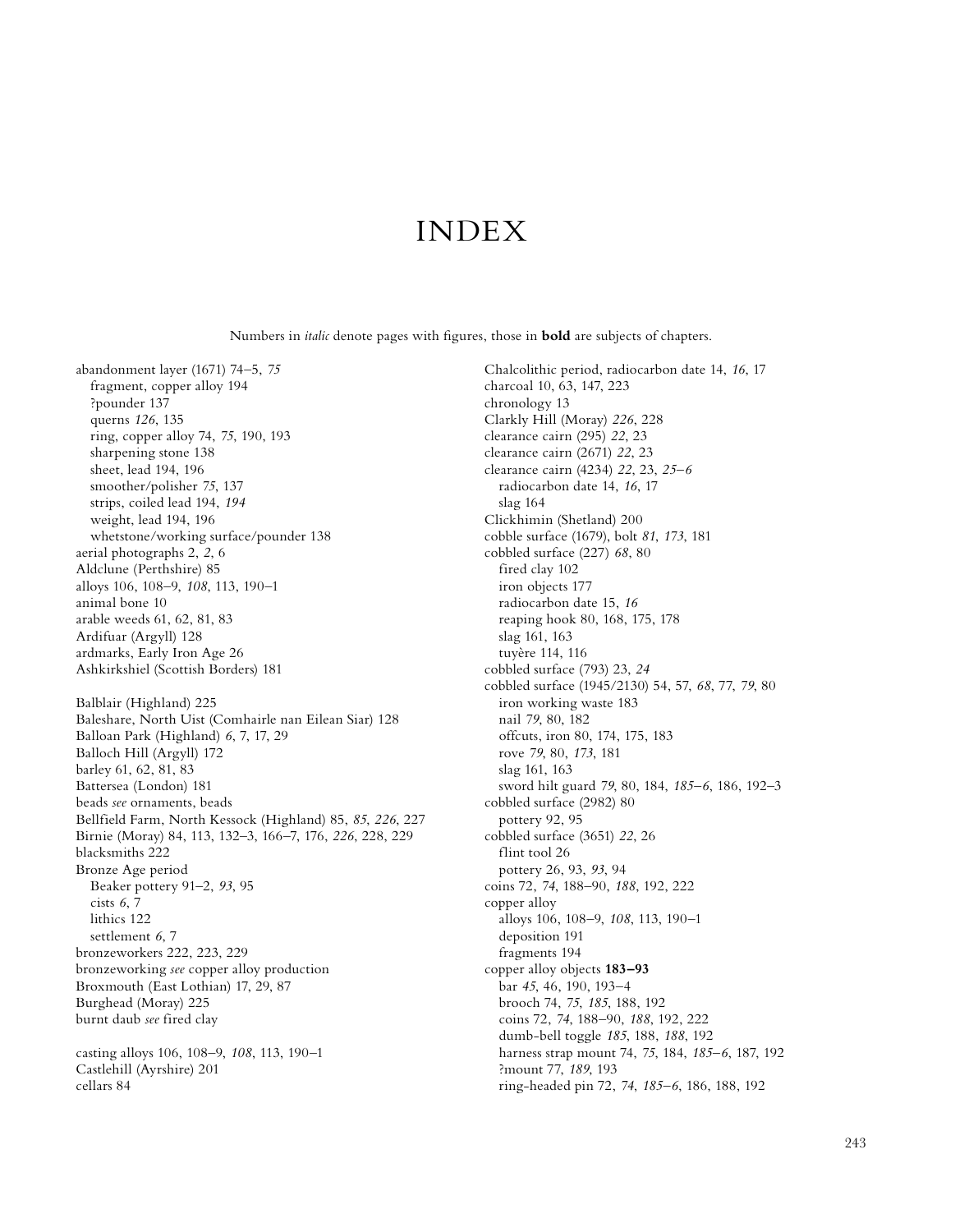# INDEX

Numbers in *italic* denote pages with figures, those in **bold** are subjects of chapters.

abandonment layer (1671) 74–5, *75*
  fragment, copper alloy 194
  ?pounder 137
  querns *126*, 135
  ring, copper alloy 74, *75*, 190, 193
  sharpening stone 138
  sheet, lead 194, 196
  smoother/polisher *75*, 137
  strips, coiled lead 194, *194*
  weight, lead 194, 196
  whetstone/working surface/pounder 138
aerial photographs 2, *2*, 6
Aldclune (Perthshire) 85
alloys 106, 108–9, *108*, 113, 190–1
animal bone 10
arable weeds 61, 62, 81, 83
Ardifuar (Argyll) 128
ardmarks, Early Iron Age 26
Ashkirkshiel (Scottish Borders) 181

Balblair (Highland) 225
Baleshare, North Uist (Comhairle nan Eilean Siar) 128
Balloan Park (Highland) *6*, 7, 17, 29
Balloch Hill (Argyll) 172
barley 61, 62, 81, 83
Battersea (London) 181
beads *see* ornaments, beads
Bellfield Farm, North Kessock (Highland) 85, *85*, *226*, 227
Birnie (Moray) 84, 113, 132–3, 166–7, 176, *226*, 228, 229
blacksmiths 222
Bronze Age period
  Beaker pottery 91–2, *93*, 95
  cists *6*, 7
  lithics 122
  settlement *6*, 7
bronzeworkers 222, 223, 229
bronzeworking *see* copper alloy production
Broxmouth (East Lothian) 17, 29, 87
Burghead (Moray) 225
burnt daub *see* fired clay

casting alloys 106, 108–9, *108*, 113, 190–1
Castlehill (Ayrshire) 201
cellars 84

Chalcolithic period, radiocarbon date 14, *16*, 17
charcoal 10, 63, 147, 223
chronology 13
Clarkly Hill (Moray) *226*, 228
clearance cairn (295) *22*, 23
clearance cairn (2671) *22*, 23
clearance cairn (4234) *22*, 23, *25–6*
  radiocarbon date 14, *16*, 17
  slag 164
Clickhimin (Shetland) 200
cobble surface (1679), bolt *81*, *173*, 181
cobbled surface (227) *68*, 80
  fired clay 102
  iron objects 177
  radiocarbon date 15, *16*
  reaping hook 80, 168, 175, 178
  slag 161, 163
  tuyère 114, 116
cobbled surface (793) 23, *24*
cobbled surface (1945/2130) 54, 57, *68*, 77, *79*, 80
  iron working waste 183
  nail *79*, 80, 182
  offcuts, iron 80, 174, 175, 183
  rove *79*, 80, *173*, 181
  slag 161, 163
  sword hilt guard *79*, 80, 184, *185–6*, 186, 192–3
cobbled surface (2982) 80
  pottery 92, 95
cobbled surface (3651) *22*, 26
  flint tool 26
  pottery 26, 93, *93*, 94
coins 72, *74*, 188–90, *188*, 192, 222
copper alloy
  alloys 106, 108–9, *108*, 113, 190–1
  deposition 191
  fragments 194
copper alloy objects **183–93**
  bar *45*, 46, 190, 193–4
  brooch 74, *75*, *185*, 188, 192
  coins 72, *74*, 188–90, *188*, 192, 222
  dumb-bell toggle *185*, 188, *188*, 192
  harness strap mount 74, *75*, 184, *185–6*, 187, 192
  ?mount 77, *189*, 193
  ring-headed pin 72, *74*, *185–6*, 186, 188, 192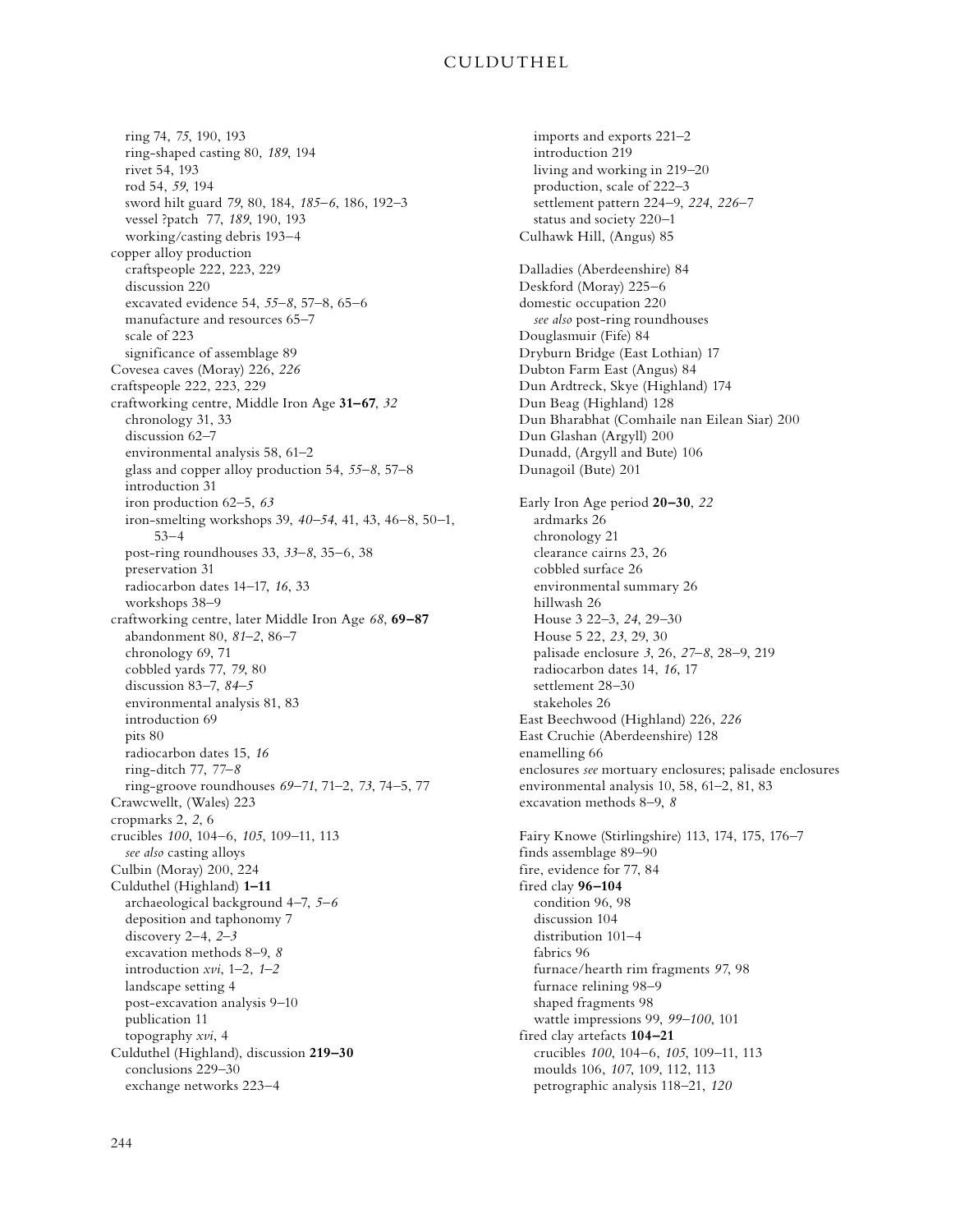ring 74, *75*, 190, 193
ring-shaped casting 80, *189*, 194
rivet 54, 193
rod 54, *59*, 194
sword hilt guard *79*, 80, 184, *185–6*, 186, 192–3
vessel ?patch 77, *189*, 190, 193
working/casting debris 193–4

copper alloy production
craftspeople 222, 223, 229
discussion 220
excavated evidence 54, *55–8*, 57–8, 65–6
manufacture and resources 65–7
scale of 223
significance of assemblage 89

Covesea caves (Moray) 226, *226*

craftspeople 222, 223, 229

craftworking centre, Middle Iron Age **31–67**, *32*
chronology 31, 33
discussion 62–7
environmental analysis 58, 61–2
glass and copper alloy production 54, *55–8*, 57–8
introduction 31
iron production 62–5, *63*
iron-smelting workshops 39, *40–54*, 41, 43, 46–8, 50–1, 53–4
post-ring roundhouses 33, *33–8*, 35–6, 38
preservation 31
radiocarbon dates 14–17, *16*, 33
workshops 38–9

craftworking centre, later Middle Iron Age *68*, **69–87**
abandonment 80, *81–2*, 86–7
chronology 69, 71
cobbled yards 77, *79*, 80
discussion 83–7, *84–5*
environmental analysis 81, 83
introduction 69
pits 80
radiocarbon dates 15, *16*
ring-ditch 77, *77–8*
ring-groove roundhouses *69–71*, 71–2, *73*, 74–5, 77

Crawcwellt, (Wales) 223

cropmarks 2, *2*, 6

crucibles *100*, 104–6, *105*, 109–11, 113
*see also* casting alloys

Culbin (Moray) 200, 224

Culduthel (Highland) **1–11**
archaeological background 4–7, *5–6*
deposition and taphonomy 7
discovery 2–4, *2–3*
excavation methods 8–9, *8*
introduction *xvi*, 1–2, *1–2*
landscape setting 4
post-excavation analysis 9–10
publication 11
topography *xvi*, 4

Culduthel (Highland), discussion **219–30**
conclusions 229–30
exchange networks 223–4
imports and exports 221–2
introduction 219
living and working in 219–20
production, scale of 222–3
settlement pattern 224–9, *224*, *226–7*
status and society 220–1

Culhawk Hill, (Angus) 85

Dalladies (Aberdeenshire) 84

Deskford (Moray) 225–6

domestic occupation 220
*see also* post-ring roundhouses

Douglasmuir (Fife) 84

Dryburn Bridge (East Lothian) 17

Dubton Farm East (Angus) 84

Dun Ardtreck, Skye (Highland) 174

Dun Beag (Highland) 128

Dun Bharabhat (Comhaile nan Eilean Siar) 200

Dun Glashan (Argyll) 200

Dunadd, (Argyll and Bute) 106

Dunagoil (Bute) 201

Early Iron Age period **20–30**, *22*
ardmarks 26
chronology 21
clearance cairns 23, 26
cobbled surface 26
environmental summary 26
hillwash 26
House 3 22–3, *24*, 29–30
House 5 22, *23*, 29, 30
palisade enclosure *3*, 26, *27–8*, 28–9, 219
radiocarbon dates 14, *16*, 17
settlement 28–30
stakeholes 26

East Beechwood (Highland) 226, *226*

East Cruchie (Aberdeenshire) 128

enamelling 66

enclosures *see* mortuary enclosures; palisade enclosures

environmental analysis 10, 58, 61–2, 81, 83

excavation methods 8–9, *8*

Fairy Knowe (Stirlingshire) 113, 174, 175, 176–7

finds assemblage 89–90

fire, evidence for 77, 84

fired clay **96–104**
condition 96, 98
discussion 104
distribution 101–4
fabrics 96
furnace/hearth rim fragments *97*, 98
furnace relining 98–9
shaped fragments 98
wattle impressions 99, *99–100*, 101

fired clay artefacts **104–21**
crucibles *100*, 104–6, *105*, 109–11, 113
moulds 106, *107*, 109, 112, 113
petrographic analysis 118–21, *120*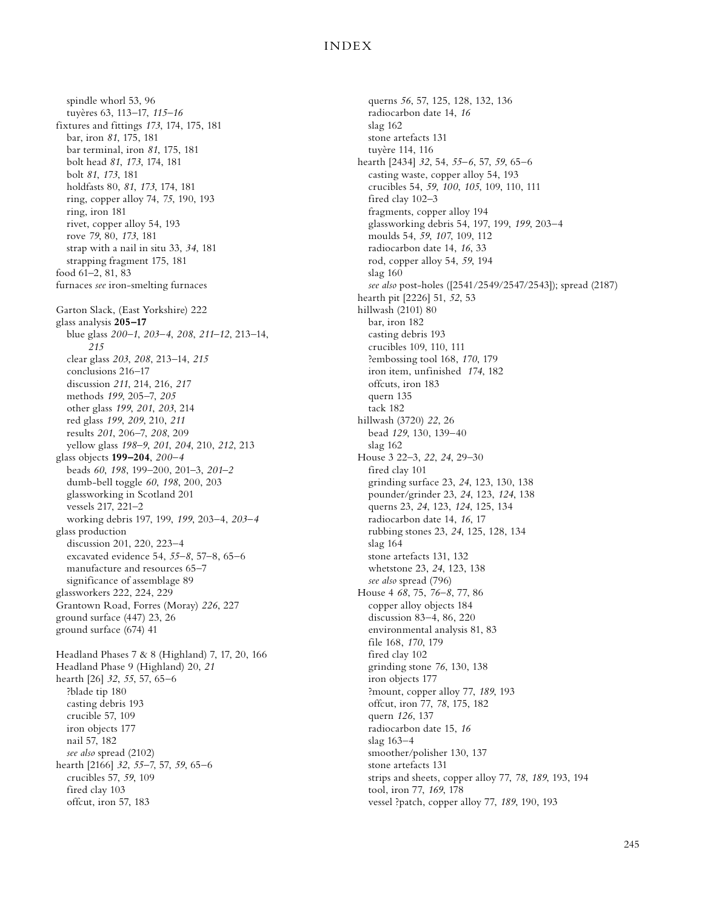spindle whorl 53, 96
tuyères 63, 113–17, *115–16*
fixtures and fittings *173*, 174, 175, 181
bar, iron *81*, 175, 181
bar terminal, iron *81*, 175, 181
bolt head *81*, *173*, 174, 181
bolt *81*, *173*, 181
holdfasts 80, *81*, *173*, 174, 181
ring, copper alloy 74, *75*, 190, 193
ring, iron 181
rivet, copper alloy 54, 193
rove *79*, 80, *173*, 181
strap with a nail in situ 33, *34*, 181
strapping fragment 175, 181
food 61–2, 81, 83
furnaces *see* iron-smelting furnaces

Garton Slack, (East Yorkshire) 222
glass analysis **205–17**
blue glass *200–1*, *203–4*, *208*, *211–12*, 213–14, *215*
clear glass *203*, *208*, 213–14, *215*
conclusions 216–17
discussion *211*, 214, 216, *217*
methods *199*, 205–7, *205*
other glass *199*, *201*, *203*, 214
red glass *199*, *209*, 210, *211*
results *201*, 206–7, *208*, 209
yellow glass *198–9*, *201*, *204*, 210, *212*, 213
glass objects **199–204**, *200–4*
beads *60*, *198*, 199–200, 201–3, *201–2*
dumb-bell toggle *60*, *198*, 200, 203
glassworking in Scotland 201
vessels 217, 221–2
working debris 197, 199, *199*, 203–4, *203–4*
glass production
discussion 201, 220, 223–4
excavated evidence 54, *55–8*, 57–8, 65–6
manufacture and resources 65–7
significance of assemblage 89
glassworkers 222, 224, 229
Grantown Road, Forres (Moray) *226*, 227
ground surface (447) 23, 26
ground surface (674) 41

Headland Phases 7 & 8 (Highland) 7, 17, 20, 166
Headland Phase 9 (Highland) 20, *21*
hearth [26] *32*, *55*, 57, 65–6
?blade tip 180
casting debris 193
crucible 57, 109
iron objects 177
nail 57, 182
*see also* spread (2102)
hearth [2166] *32*, *55–7*, 57, *59*, 65–6
crucibles 57, *59*, 109
fired clay 103
offcut, iron 57, 183
querns *56*, 57, 125, 128, 132, 136
radiocarbon date 14, *16*
slag 162
stone artefacts 131
tuyère 114, 116
hearth [2434] *32*, 54, *55–6*, 57, *59*, 65–6
casting waste, copper alloy 54, 193
crucibles 54, *59*, *100*, *105*, 109, 110, 111
fired clay 102–3
fragments, copper alloy 194
glassworking debris 54, 197, 199, *199*, 203–4
moulds 54, *59*, *107*, 109, 112
radiocarbon date 14, *16*, 33
rod, copper alloy 54, *59*, 194
slag 160
*see also* post-holes ([2541/2549/2547/2543]); spread (2187)
hearth pit [2226] 51, *52*, 53
hillwash (2101) 80
bar, iron 182
casting debris 193
crucibles 109, 110, 111
?embossing tool 168, *170*, 179
iron item, unfinished *174*, 182
offcuts, iron 183
quern 135
tack 182
hillwash (3720) *22*, 26
bead *129*, 130, 139–40
slag 162
House 3 22–3, *22*, *24*, 29–30
fired clay 101
grinding surface 23, *24*, 123, 130, 138
pounder/grinder 23, *24*, 123, *124*, 138
querns 23, *24*, 123, *124*, 125, 134
radiocarbon date 14, *16*, 17
rubbing stones 23, *24*, 125, 128, 134
slag 164
stone artefacts 131, 132
whetstone 23, *24*, 123, 138
*see also* spread (796)
House 4 *68*, 75, *76–8*, 77, 86
copper alloy objects 184
discussion 83–4, 86, 220
environmental analysis 81, 83
file 168, *170*, 179
fired clay 102
grinding stone *76*, 130, 138
iron objects 177
?mount, copper alloy 77, *189*, 193
offcut, iron 77, *78*, 175, 182
quern *126*, 137
radiocarbon date 15, *16*
slag 163–4
smoother/polisher 130, 137
stone artefacts 131
strips and sheets, copper alloy 77, *78*, *189*, 193, 194
tool, iron 77, *169*, 178
vessel ?patch, copper alloy 77, *189*, 190, 193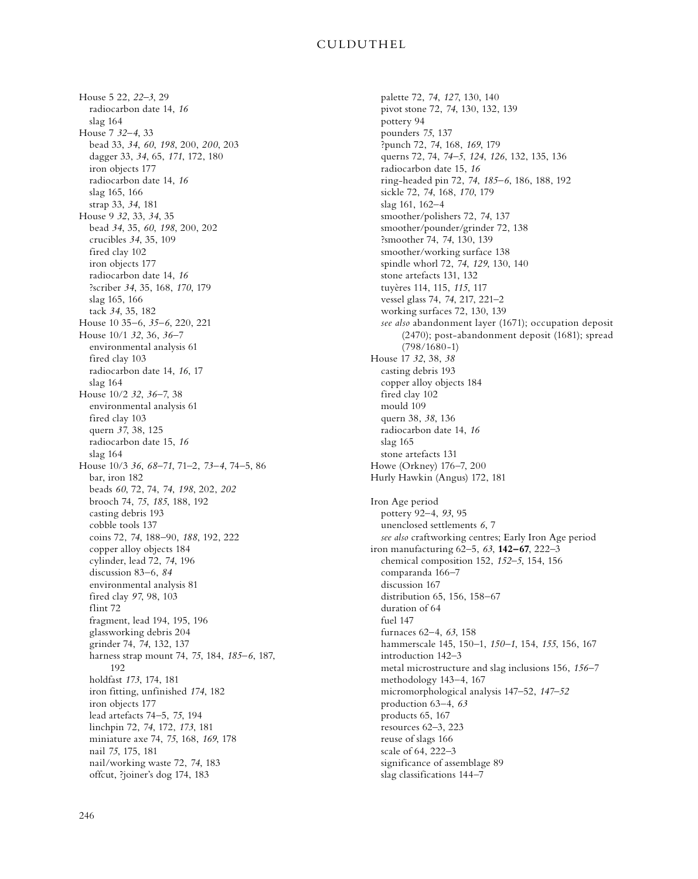House 5 22, *22–3*, 29
 radiocarbon date 14, *16*
 slag 164
House 7 *32–4*, 33
 bead 33, *34*, *60*, *198*, 200, *200*, 203
 dagger 33, *34*, 65, *171*, 172, 180
 iron objects 177
 radiocarbon date 14, *16*
 slag 165, 166
 strap 33, *34*, 181
House 9 *32*, 33, *34*, 35
 bead *34*, 35, *60*, *198*, 200, 202
 crucibles *34*, 35, 109
 fired clay 102
 iron objects 177
 radiocarbon date 14, *16*
 ?scriber *34*, 35, 168, *170*, 179
 slag 165, 166
 tack *34*, 35, 182
House 10 35–6, *35–6*, 220, 221
House 10/1 *32*, 36, *36–7*
 environmental analysis 61
 fired clay 103
 radiocarbon date 14, *16*, 17
 slag 164
House 10/2 *32*, *36–7*, 38
 environmental analysis 61
 fired clay 103
 quern *37*, 38, 125
 radiocarbon date 15, *16*
 slag 164
House 10/3 *36*, *68–71*, 71–2, *73–4*, 74–5, 86
 bar, iron 182
 beads *60*, 72, 74, *74*, *198*, 202, *202*
 brooch 74, *75*, *185*, 188, 192
 casting debris 193
 cobble tools 137
 coins 72, *74*, 188–90, *188*, 192, 222
 copper alloy objects 184
 cylinder, lead 72, *74*, 196
 discussion 83–6, *84*
 environmental analysis 81
 fired clay *97*, 98, 103
 flint 72
 fragment, lead 194, 195, 196
 glassworking debris 204
 grinder 74, *74*, 132, 137
 harness strap mount 74, *75*, 184, *185–6*, 187, 192
 holdfast *173*, 174, 181
 iron fitting, unfinished *174*, 182
 iron objects 177
 lead artefacts 74–5, *75*, 194
 linchpin 72, *74*, 172, *173*, 181
 miniature axe 74, *75*, 168, *169*, 178
 nail *75*, 175, 181
 nail/working waste 72, *74*, 183
 offcut, ?joiner's dog 174, 183
 palette 72, *74*, *127*, 130, 140
 pivot stone 72, *74*, 130, 132, 139
 pottery 94
 pounders *75*, 137
 ?punch 72, *74*, 168, *169*, 179
 querns 72, 74, *74–5*, *124*, *126*, 132, 135, 136
 radiocarbon date 15, *16*
 ring-headed pin 72, *74*, *185–6*, 186, 188, 192
 sickle 72, *74*, 168, *170*, 179
 slag 161, 162–4
 smoother/polishers 72, *74*, 137
 smoother/pounder/grinder 72, 138
 ?smoother 74, *74*, 130, 139
 smoother/working surface 138
 spindle whorl 72, *74*, *129*, 130, 140
 stone artefacts 131, 132
 tuyères 114, 115, *115*, 117
 vessel glass 74, *74*, 217, 221–2
 working surfaces 72, 130, 139
 *see also* abandonment layer (1671); occupation deposit (2470); post-abandonment deposit (1681); spread (798/1680-1)
House 17 *32*, 38, *38*
 casting debris 193
 copper alloy objects 184
 fired clay 102
 mould 109
 quern 38, *38*, 136
 radiocarbon date 14, *16*
 slag 165
 stone artefacts 131
Howe (Orkney) 176–7, 200
Hurly Hawkin (Angus) 172, 181

Iron Age period
 pottery 92–4, *93*, 95
 unenclosed settlements *6*, 7
 *see also* craftworking centres; Early Iron Age period
iron manufacturing 62–5, *63*, **142–67**, 222–3
 chemical composition 152, *152–5*, 154, 156
 comparanda 166–7
 discussion 167
 distribution 65, 156, 158–67
 duration of 64
 fuel 147
 furnaces 62–4, *63*, 158
 hammerscale 145, 150–1, *150–1*, 154, *155*, 156, 167
 introduction 142–3
 metal microstructure and slag inclusions 156, *156–7*
 methodology 143–4, 167
 micromorphological analysis 147–52, *147–52*
 production 63–4, *63*
 products 65, 167
 resources 62–3, 223
 reuse of slags 166
 scale of 64, 222–3
 significance of assemblage 89
 slag classifications 144–7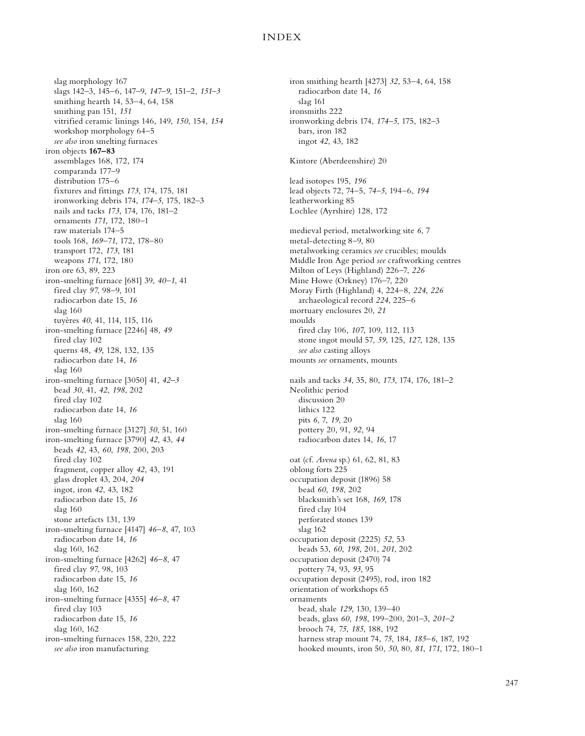# INDEX

- slag morphology 167
- slags 142–3, 145–6, 147–9, *147–9*, 151–2, *151–3*
- smithing hearth 14, 53–4, 64, 158
- smithing pan 151, *151*
- vitrified ceramic linings 146, 149, *150*, 154, *154*
- workshop morphology 64–5
- *see also* iron smelting furnaces

iron objects **167–83**
- assemblages 168, 172, 174
- comparanda 177–9
- distribution 175–6
- fixtures and fittings *173*, 174, 175, 181
- ironworking debris 174, *174–5*, 175, 182–3
- nails and tacks *173*, 174, 176, 181–2
- ornaments *171*, 172, 180–1
- raw materials 174–5
- tools 168, *169–71*, 172, 178–80
- transport 172, *173*, 181
- weapons *171*, 172, 180

iron ore 63, 89, 223

iron-smelting furnace [681] 39, *40–1*, 41
- fired clay *97*, 98–9, 101
- radiocarbon date 15, *16*
- slag 160
- tuyères *40*, 41, 114, 115, 116

iron-smelting furnace [2246] 48, *49*
- fired clay 102
- querns 48, *49*, 128, 132, 135
- radiocarbon date 14, *16*
- slag 160

iron-smelting furnace [3050] 41, *42–3*
- bead *30*, 41, *42*, *198*, 202
- fired clay 102
- radiocarbon date 14, *16*
- slag 160

iron-smelting furnace [3127] *50*, 51, 160

iron-smelting furnace [3790] *42*, 43, *44*
- beads *42*, 43, *60*, *198*, 200, 203
- fired clay 102
- fragment, copper alloy *42*, 43, 191
- glass droplet 43, 204, *204*
- ingot, iron *42*, 43, 182
- radiocarbon date 15, *16*
- slag 160
- stone artefacts 131, 139

iron-smelting furnace [4147] *46–8*, 47, 103
- radiocarbon date 14, *16*
- slag 160, 162

iron-smelting furnace [4262] *46–8*, 47
- fired clay *97*, 98, 103
- radiocarbon date 15, *16*
- slag 160, 162

iron-smelting furnace [4355] *46–8*, 47
- fired clay 103
- radiocarbon date 15, *16*
- slag 160, 162

iron-smelting furnaces 158, 220, 222
- *see also* iron manufacturing

iron smithing hearth [4273] *32*, 53–4, 64, 158
- radiocarbon date 14, *16*
- slag 161

ironsmiths 222

ironworking debris 174, *174–5*, 175, 182–3
- bars, iron 182
- ingot *42*, 43, 182

Kintore (Aberdeenshire) 20

lead isotopes 195, *196*

lead objects 72, 74–5, *74–5*, 194–6, *194*

leatherworking 85

Lochlee (Ayrshire) 128, 172

medieval period, metalworking site *6*, 7

metal-detecting 8–9, 80

metalworking ceramics *see* crucibles; moulds

Middle Iron Age period *see* craftworking centres

Milton of Leys (Highland) 226–7, *226*

Mine Howe (Orkney) 176–7, 220

Moray Firth (Highland) 4, 224–8, *224*, *226*
- archaeological record *224*, 225–6

mortuary enclosures 20, *21*

moulds
- fired clay 106, *107*, 109, 112, 113
- stone ingot mould 57, *59*, 125, *127*, 128, 135
- *see also* casting alloys

mounts *see* ornaments, mounts

nails and tacks *34*, 35, 80, *173*, 174, 176, 181–2

Neolithic period
- discussion 20
- lithics 122
- pits *6*, 7, *19*, 20
- pottery 20, 91, *92*, 94
- radiocarbon dates 14, *16*, 17

oat (cf. *Avena* sp.) 61, 62, 81, 83

oblong forts 225

occupation deposit (1896) 58
- bead *60*, *198*, 202
- blacksmith's set 168, *169*, 178
- fired clay 104
- perforated stones 139
- slag 162

occupation deposit (2225) *52*, 53
- beads 53, *60*, *198*, 201, *201*, 202

occupation deposit (2470) 74
- pottery 74, 93, *93*, 95

occupation deposit (2495), rod, iron 182

orientation of workshops 65

ornaments
- bead, shale *129*, 130, 139–40
- beads, glass *60*, *198*, 199–200, 201–3, *201–2*
- brooch 74, *75*, *185*, 188, 192
- harness strap mount 74, *75*, 184, *185–6*, 187, 192
- hooked mounts, iron 50, *50*, 80, *81*, *171*, 172, 180–1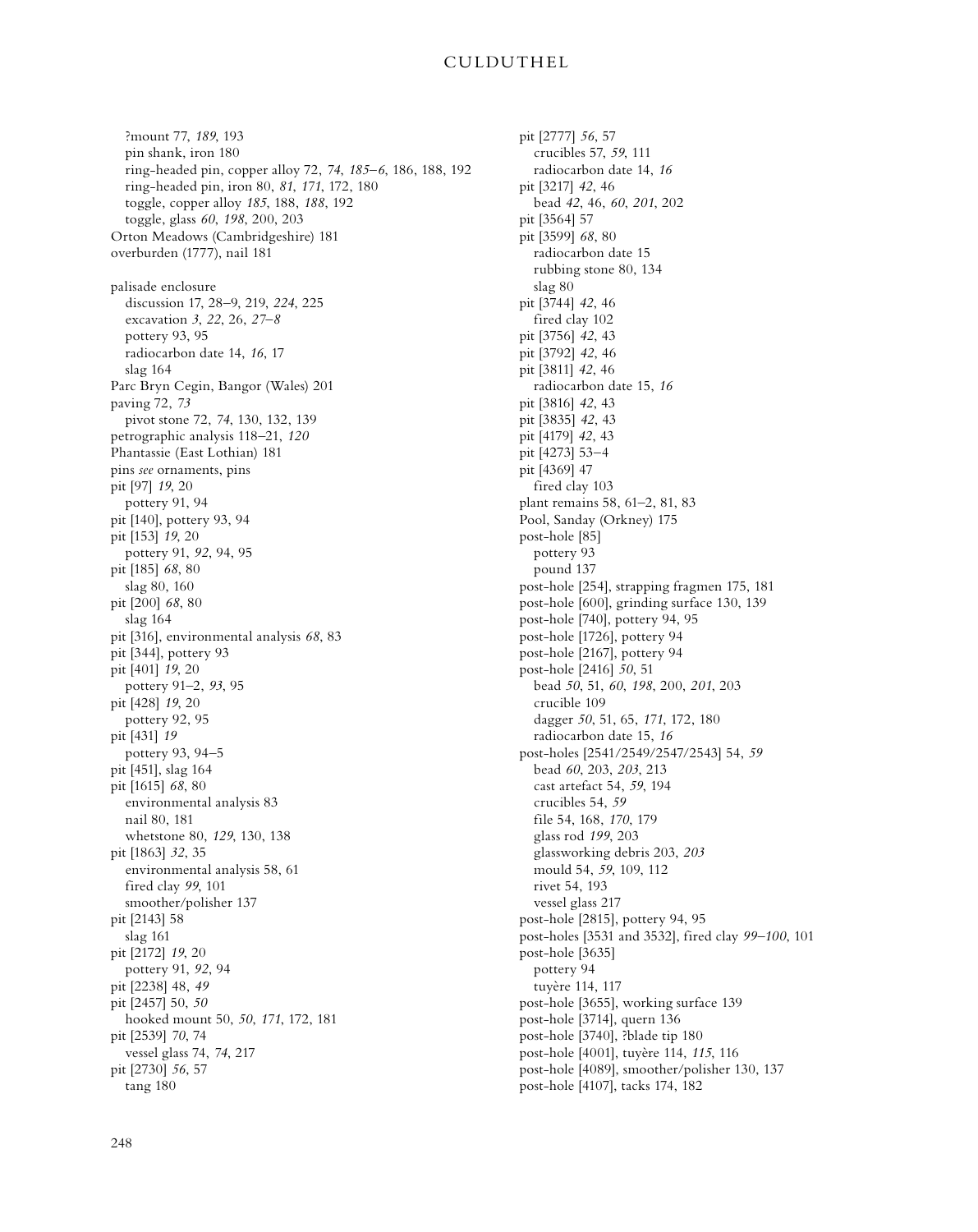?mount 77, *189*, 193
pin shank, iron 180
ring-headed pin, copper alloy 72, *74*, *185–6*, 186, 188, 192
ring-headed pin, iron 80, *81*, *171*, 172, 180
toggle, copper alloy *185*, 188, *188*, 192
toggle, glass *60*, *198*, 200, 203

Orton Meadows (Cambridgeshire) 181
overburden (1777), nail 181

palisade enclosure
discussion 17, 28–9, 219, *224*, 225
excavation *3*, *22*, 26, *27–8*
pottery 93, 95
radiocarbon date 14, *16*, 17
slag 164

Parc Bryn Cegin, Bangor (Wales) 201
paving 72, *73*
pivot stone 72, *74*, 130, 132, 139
petrographic analysis 118–21, *120*
Phantassie (East Lothian) 181
pins *see* ornaments, pins
pit [97] *19*, 20
pottery 91, 94
pit [140], pottery 93, 94
pit [153] *19*, 20
pottery 91, *92*, 94, 95
pit [185] *68*, 80
slag 80, 160
pit [200] *68*, 80
slag 164
pit [316], environmental analysis *68*, 83
pit [344], pottery 93
pit [401] *19*, 20
pottery 91–2, *93*, 95
pit [428] *19*, 20
pottery 92, 95
pit [431] *19*
pottery 93, 94–5
pit [451], slag 164
pit [1615] *68*, 80
environmental analysis 83
nail 80, 181
whetstone 80, *129*, 130, 138
pit [1863] *32*, 35
environmental analysis 58, 61
fired clay *99*, 101
smoother/polisher 137
pit [2143] 58
slag 161
pit [2172] *19*, 20
pottery 91, *92*, 94
pit [2238] 48, *49*
pit [2457] 50, *50*
hooked mount 50, *50*, *171*, 172, 181
pit [2539] *70*, 74
vessel glass 74, *74*, 217
pit [2730] *56*, 57
tang 180
pit [2777] *56*, 57
crucibles 57, *59*, 111
radiocarbon date 14, *16*
pit [3217] *42*, 46
bead *42*, 46, *60*, *201*, 202
pit [3564] 57
pit [3599] *68*, 80
radiocarbon date 15
rubbing stone 80, 134
slag 80
pit [3744] *42*, 46
fired clay 102
pit [3756] *42*, 43
pit [3792] *42*, 46
pit [3811] *42*, 46
radiocarbon date 15, *16*
pit [3816] *42*, 43
pit [3835] *42*, 43
pit [4179] *42*, 43
pit [4273] 53–4
pit [4369] 47
fired clay 103
plant remains 58, 61–2, 81, 83
Pool, Sanday (Orkney) 175
post-hole [85]
pottery 93
pound 137
post-hole [254], strapping fragmen 175, 181
post-hole [600], grinding surface 130, 139
post-hole [740], pottery 94, 95
post-hole [1726], pottery 94
post-hole [2167], pottery 94
post-hole [2416] *50*, 51
bead *50*, 51, *60*, *198*, 200, *201*, 203
crucible 109
dagger *50*, 51, 65, *171*, 172, 180
radiocarbon date 15, *16*
post-holes [2541/2549/2547/2543] 54, *59*
bead *60*, 203, *203*, 213
cast artefact 54, *59*, 194
crucibles 54, *59*
file 54, 168, *170*, 179
glass rod *199*, 203
glassworking debris 203, *203*
mould 54, *59*, 109, 112
rivet 54, 193
vessel glass 217
post-hole [2815], pottery 94, 95
post-holes [3531 and 3532], fired clay *99–100*, 101
post-hole [3635]
pottery 94
tuyère 114, 117
post-hole [3655], working surface 139
post-hole [3714], quern 136
post-hole [3740], ?blade tip 180
post-hole [4001], tuyère 114, *115*, 116
post-hole [4089], smoother/polisher 130, 137
post-hole [4107], tacks 174, 182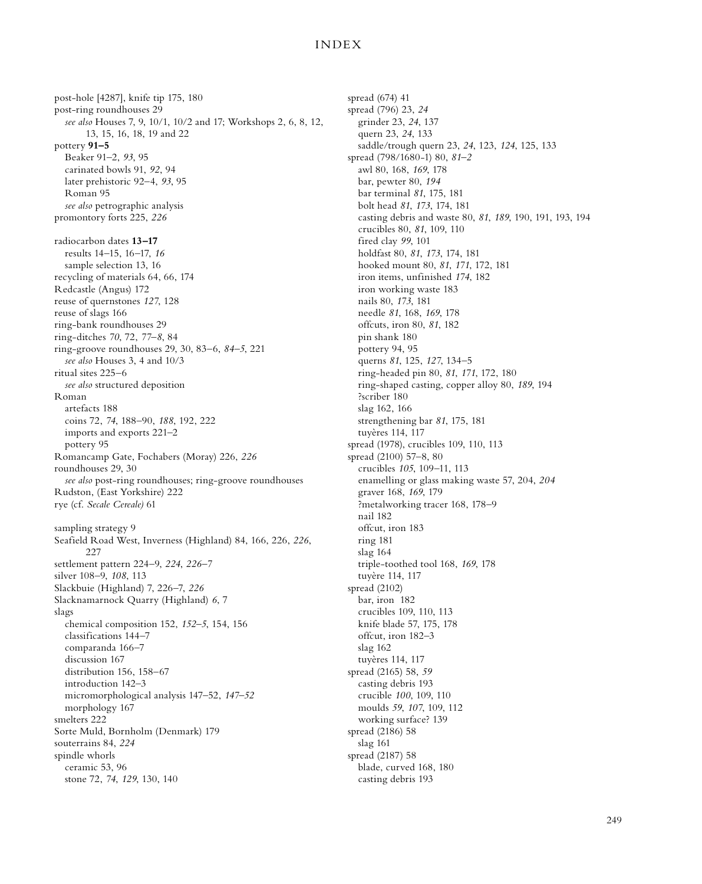post-hole [4287], knife tip 175, 180
post-ring roundhouses 29
  *see also* Houses 7, 9, 10/1, 10/2 and 17; Workshops 2, 6, 8, 12, 13, 15, 16, 18, 19 and 22
pottery **91–5**
  Beaker 91–2, *93*, 95
  carinated bowls 91, *92*, 94
  later prehistoric 92–4, *93*, 95
  Roman 95
  *see also* petrographic analysis
promontory forts 225, *226*

radiocarbon dates **13–17**
  results 14–15, 16–17, *16*
  sample selection 13, 16
recycling of materials 64, 66, 174
Redcastle (Angus) 172
reuse of quernstones *127*, 128
reuse of slags 166
ring-bank roundhouses 29
ring-ditches *70*, 72, *77–8*, 84
ring-groove roundhouses 29, 30, 83–6, *84–5*, 221
  *see also* Houses 3, 4 and 10/3
ritual sites 225–6
  *see also* structured deposition
Roman
  artefacts 188
  coins 72, *74*, 188–90, *188*, 192, 222
  imports and exports 221–2
  pottery 95
Romancamp Gate, Fochabers (Moray) 226, *226*
roundhouses 29, 30
  *see also* post-ring roundhouses; ring-groove roundhouses
Rudston, (East Yorkshire) 222
rye (cf. *Secale Cereale)* 61

sampling strategy 9
Seafield Road West, Inverness (Highland) 84, 166, 226, *226*, 227
settlement pattern 224–9, *224*, *226–7*
silver 108–9, *108*, 113
Slackbuie (Highland) 7, 226–7, *226*
Slacknamarnock Quarry (Highland) *6*, 7
slags
  chemical composition 152, *152–5*, 154, 156
  classifications 144–7
  comparanda 166–7
  discussion 167
  distribution 156, 158–67
  introduction 142–3
  micromorphological analysis 147–52, *147–52*
  morphology 167
smelters 222
Sorte Muld, Bornholm (Denmark) 179
souterrains 84, *224*
spindle whorls
  ceramic 53, 96
  stone 72, *74*, *129*, 130, 140

spread (674) 41
spread (796) 23, *24*
  grinder 23, *24*, 137
  quern 23, *24*, 133
  saddle/trough quern 23, *24*, 123, *124*, 125, 133
spread (798/1680-1) 80, *81–2*
  awl 80, 168, *169*, 178
  bar, pewter 80, *194*
  bar terminal *81*, 175, 181
  bolt head *81*, *173*, 174, 181
  casting debris and waste 80, *81*, *189*, 190, 191, 193, 194
  crucibles 80, *81*, 109, 110
  fired clay *99*, 101
  holdfast 80, *81*, *173*, 174, 181
  hooked mount 80, *81*, *171*, 172, 181
  iron items, unfinished *174*, 182
  iron working waste 183
  nails 80, *173*, 181
  needle *81*, 168, *169*, 178
  offcuts, iron 80, *81*, 182
  pin shank 180
  pottery 94, 95
  querns *81*, 125, *127*, 134–5
  ring-headed pin 80, *81*, *171*, 172, 180
  ring-shaped casting, copper alloy 80, *189*, 194
  ?scriber 180
  slag 162, 166
  strengthening bar *81*, 175, 181
  tuyères 114, 117
spread (1978), crucibles 109, 110, 113
spread (2100) 57–8, 80
  crucibles *105*, 109–11, 113
  enamelling or glass making waste 57, 204, *204*
  graver 168, *169*, 179
  ?metalworking tracer 168, 178–9
  nail 182
  offcut, iron 183
  ring 181
  slag 164
  triple-toothed tool 168, *169*, 178
  tuyère 114, 117
spread (2102)
  bar, iron 182
  crucibles 109, 110, 113
  knife blade 57, 175, 178
  offcut, iron 182–3
  slag 162
  tuyères 114, 117
spread (2165) 58, *59*
  casting debris 193
  crucible *100*, 109, 110
  moulds *59*, *107*, 109, 112
  working surface? 139
spread (2186) 58
  slag 161
spread (2187) 58
  blade, curved 168, 180
  casting debris 193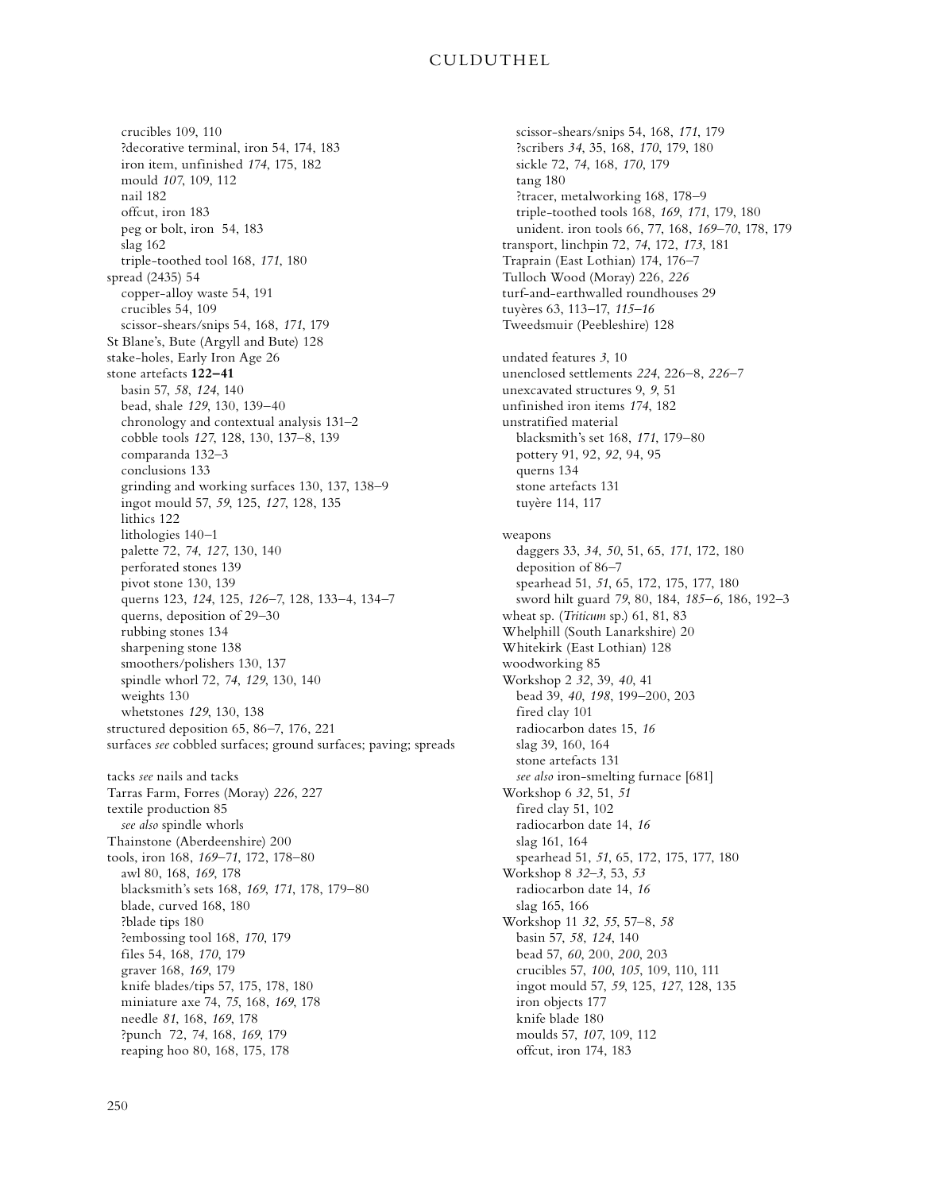crucibles 109, 110
?decorative terminal, iron 54, 174, 183
iron item, unfinished *174*, 175, 182
mould *107*, 109, 112
nail 182
offcut, iron 183
peg or bolt, iron 54, 183
slag 162
triple-toothed tool 168, *171*, 180
spread (2435) 54
copper-alloy waste 54, 191
crucibles 54, 109
scissor-shears/snips 54, 168, *171*, 179
St Blane's, Bute (Argyll and Bute) 128
stake-holes, Early Iron Age 26
stone artefacts **122–41**
basin 57, *58*, *124*, 140
bead, shale *129*, 130, 139–40
chronology and contextual analysis 131–2
cobble tools *127*, 128, 130, 137–8, 139
comparanda 132–3
conclusions 133
grinding and working surfaces 130, 137, 138–9
ingot mould 57, *59*, 125, *127*, 128, 135
lithics 122
lithologies 140–1
palette 72, *74*, *127*, 130, 140
perforated stones 139
pivot stone 130, 139
querns 123, *124*, 125, *126–7*, 128, 133–4, 134–7
querns, deposition of 29–30
rubbing stones 134
sharpening stone 138
smoothers/polishers 130, 137
spindle whorl 72, *74*, *129*, 130, 140
weights 130
whetstones *129*, 130, 138
structured deposition 65, 86–7, 176, 221
surfaces *see* cobbled surfaces; ground surfaces; paving; spreads

tacks *see* nails and tacks
Tarras Farm, Forres (Moray) *226*, 227
textile production 85
*see also* spindle whorls
Thainstone (Aberdeenshire) 200
tools, iron 168, *169–71*, 172, 178–80
awl 80, 168, *169*, 178
blacksmith's sets 168, *169*, *171*, 178, 179–80
blade, curved 168, 180
?blade tips 180
?embossing tool 168, *170*, 179
files 54, 168, *170*, 179
graver 168, *169*, 179
knife blades/tips 57, 175, 178, 180
miniature axe 74, *75*, 168, *169*, 178
needle *81*, 168, *169*, 178
?punch 72, *74*, 168, *169*, 179
reaping hoo 80, 168, 175, 178
scissor-shears/snips 54, 168, *171*, 179
?scribers *34*, 35, 168, *170*, 179, 180
sickle 72, *74*, 168, *170*, 179
tang 180
?tracer, metalworking 168, 178–9
triple-toothed tools 168, *169*, *171*, 179, 180
unident. iron tools 66, 77, 168, *169–70*, 178, 179
transport, linchpin 72, *74*, 172, *173*, 181
Traprain (East Lothian) 174, 176–7
Tulloch Wood (Moray) 226, *226*
turf-and-earthwalled roundhouses 29
tuyères 63, 113–17, *115–16*
Tweedsmuir (Peeblesshire) 128

undated features *3*, 10
unenclosed settlements *224*, 226–8, *226–7*
unexcavated structures 9, *9*, 51
unfinished iron items *174*, 182
unstratified material
blacksmith's set 168, *171*, 179–80
pottery 91, 92, *92*, 94, 95
querns 134
stone artefacts 131
tuyère 114, 117

weapons
daggers 33, *34*, *50*, 51, 65, *171*, 172, 180
deposition of 86–7
spearhead 51, *51*, 65, 172, 175, 177, 180
sword hilt guard *79*, 80, 184, *185–6*, 186, 192–3
wheat sp. (*Triticum* sp.) 61, 81, 83
Whelphill (South Lanarkshire) 20
Whitekirk (East Lothian) 128
woodworking 85
Workshop 2 *32*, 39, *40*, 41
bead 39, *40*, *198*, 199–200, 203
fired clay 101
radiocarbon dates 15, *16*
slag 39, 160, 164
stone artefacts 131
*see also* iron-smelting furnace [681]
Workshop 6 *32*, 51, *51*
fired clay 51, 102
radiocarbon date 14, *16*
slag 161, 164
spearhead 51, *51*, 65, 172, 175, 177, 180
Workshop 8 *32–3*, 53, *53*
radiocarbon date 14, *16*
slag 165, 166
Workshop 11 *32*, *55*, 57–8, *58*
basin 57, *58*, *124*, 140
bead 57, *60*, 200, *200*, 203
crucibles 57, *100*, *105*, 109, 110, 111
ingot mould 57, *59*, 125, *127*, 128, 135
iron objects 177
knife blade 180
moulds 57, *107*, 109, 112
offcut, iron 174, 183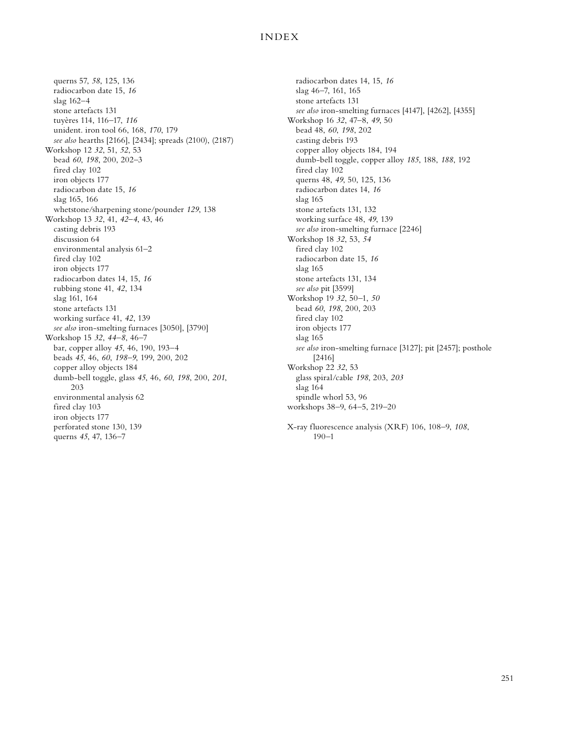querns 57, *58*, 125, 136
radiocarbon date 15, *16*
slag 162–4
stone artefacts 131
tuyères 114, 116–17, *116*
unident. iron tool 66, 168, *170*, 179
*see also* hearths [2166], [2434]; spreads (2100), (2187)

Workshop 12 *32*, 51, *52*, 53
bead *60*, *198*, 200, 202–3
fired clay 102
iron objects 177
radiocarbon date 15, *16*
slag 165, 166
whetstone/sharpening stone/pounder *129*, 138

Workshop 13 *32*, 41, *42–4*, 43, 46
casting debris 193
discussion 64
environmental analysis 61–2
fired clay 102
iron objects 177
radiocarbon dates 14, 15, *16*
rubbing stone 41, *42*, 134
slag 161, 164
stone artefacts 131
working surface 41, *42*, 139
*see also* iron-smelting furnaces [3050], [3790]

Workshop 15 *32*, *44–8*, 46–7
bar, copper alloy *45*, 46, 190, 193–4
beads *45*, 46, *60*, *198–9*, 199, 200, 202
copper alloy objects 184
dumb-bell toggle, glass *45*, 46, *60*, *198*, 200, *201*, 203
environmental analysis 62
fired clay 103
iron objects 177
perforated stone 130, 139
querns *45*, 47, 136–7
radiocarbon dates 14, 15, *16*
slag 46–7, 161, 165
stone artefacts 131
*see also* iron-smelting furnaces [4147], [4262], [4355]

Workshop 16 *32*, 47–8, *49*, 50
bead 48, *60*, *198*, 202
casting debris 193
copper alloy objects 184, 194
dumb-bell toggle, copper alloy *185*, 188, *188*, 192
fired clay 102
querns 48, *49*, 50, 125, 136
radiocarbon dates 14, *16*
slag 165
stone artefacts 131, 132
working surface 48, *49*, 139
*see also* iron-smelting furnace [2246]

Workshop 18 *32*, 53, *54*
fired clay 102
radiocarbon date 15, *16*
slag 165
stone artefacts 131, 134
*see also* pit [3599]

Workshop 19 *32*, 50–1, *50*
bead *60*, *198*, 200, 203
fired clay 102
iron objects 177
slag 165
*see also* iron-smelting furnace [3127]; pit [2457]; posthole [2416]

Workshop 22 *32*, 53
glass spiral/cable *198*, 203, *203*
slag 164
spindle whorl 53, 96

workshops 38–9, 64–5, 219–20

X-ray fluorescence analysis (XRF) 106, 108–9, *108*, 190–1